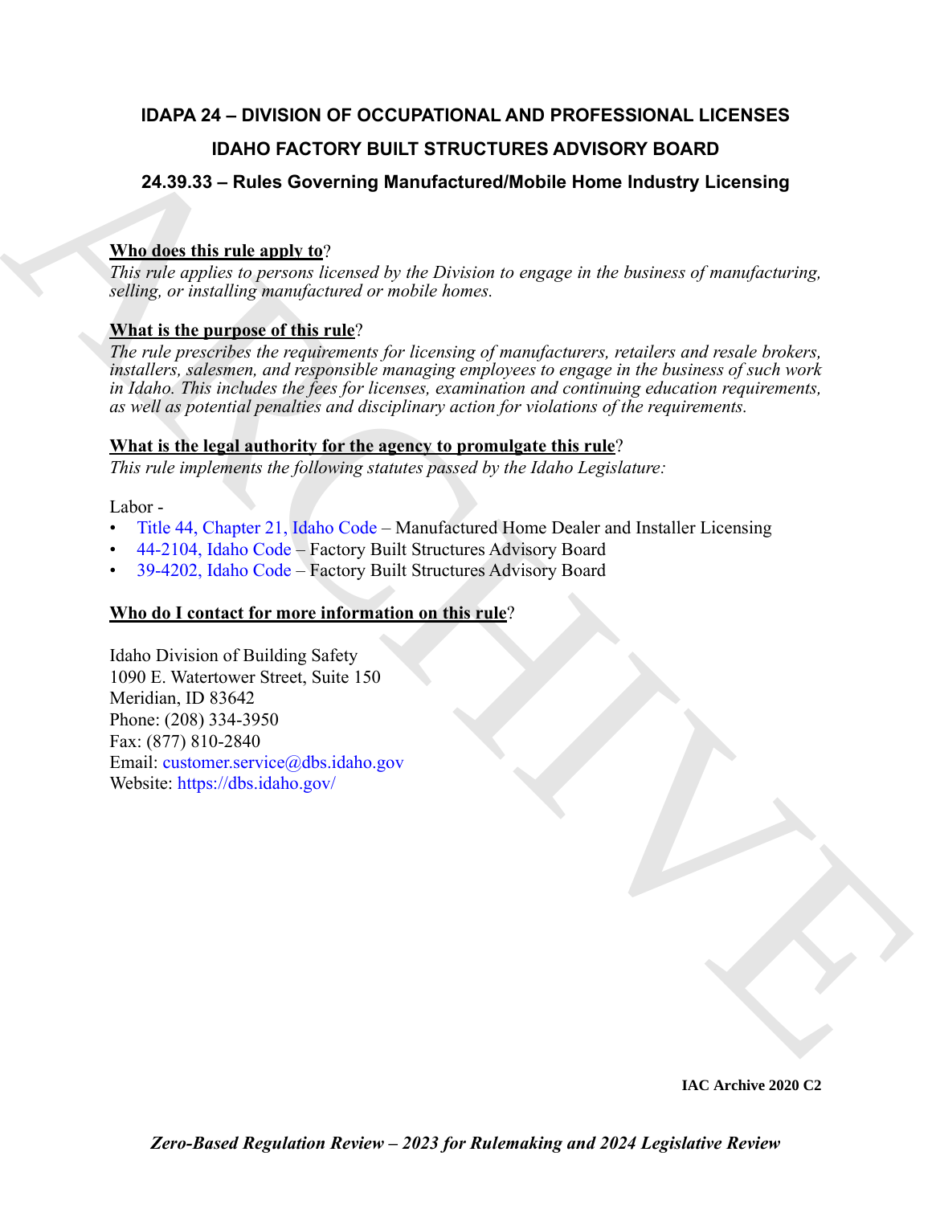# IDAPA 24 – DIVISION OF OCCUPATIONAL AND PROFESSIONAL LICENSES

## IDAHO FACTORY BUILT STRUCTURES ADVISORY BOARD

## 24.39.33 – Rules Governing Manufactured/Mobile Home Industry Licensing

**Who does this rule apply to**?

*This rule applies to persons licensed by the Division to engage in the business of manufacturing, selling, or installing manufactured or mobile homes.*

**What is the purpose of this rule**?

*The rule prescribes the requirements for licensing of manufacturers, retailers and resale brokers, installers, salesmen, and responsible managing employees to engage in the business of such work in Idaho. This includes the fees for licenses, examination and continuing education requirements, as well as potential penalties and disciplinary action for violations of the requirements.*

**What is the legal authority for the agency to promulgate this rule**?

*This rule implements the following statutes passed by the Idaho Legislature:*

Labor -

- Title 44, Chapter 21, Idaho Code – Manufactured Home Dealer and Installer Licensing
- 44-2104, Idaho Code – Factory Built Structures Advisory Board
- 39-4202, Idaho Code – Factory Built Structures Advisory Board

**Who do I contact for more information on this rule**?

Idaho Division of Building Safety
1090 E. Watertower Street, Suite 150
Meridian, ID 83642
Phone: (208) 334-3950
Fax: (877) 810-2840
Email: customer.service@dbs.idaho.gov
Website: https://dbs.idaho.gov/

**IAC Archive 2020 C2**

***Zero-Based Regulation Review – 2023 for Rulemaking and 2024 Legislative Review***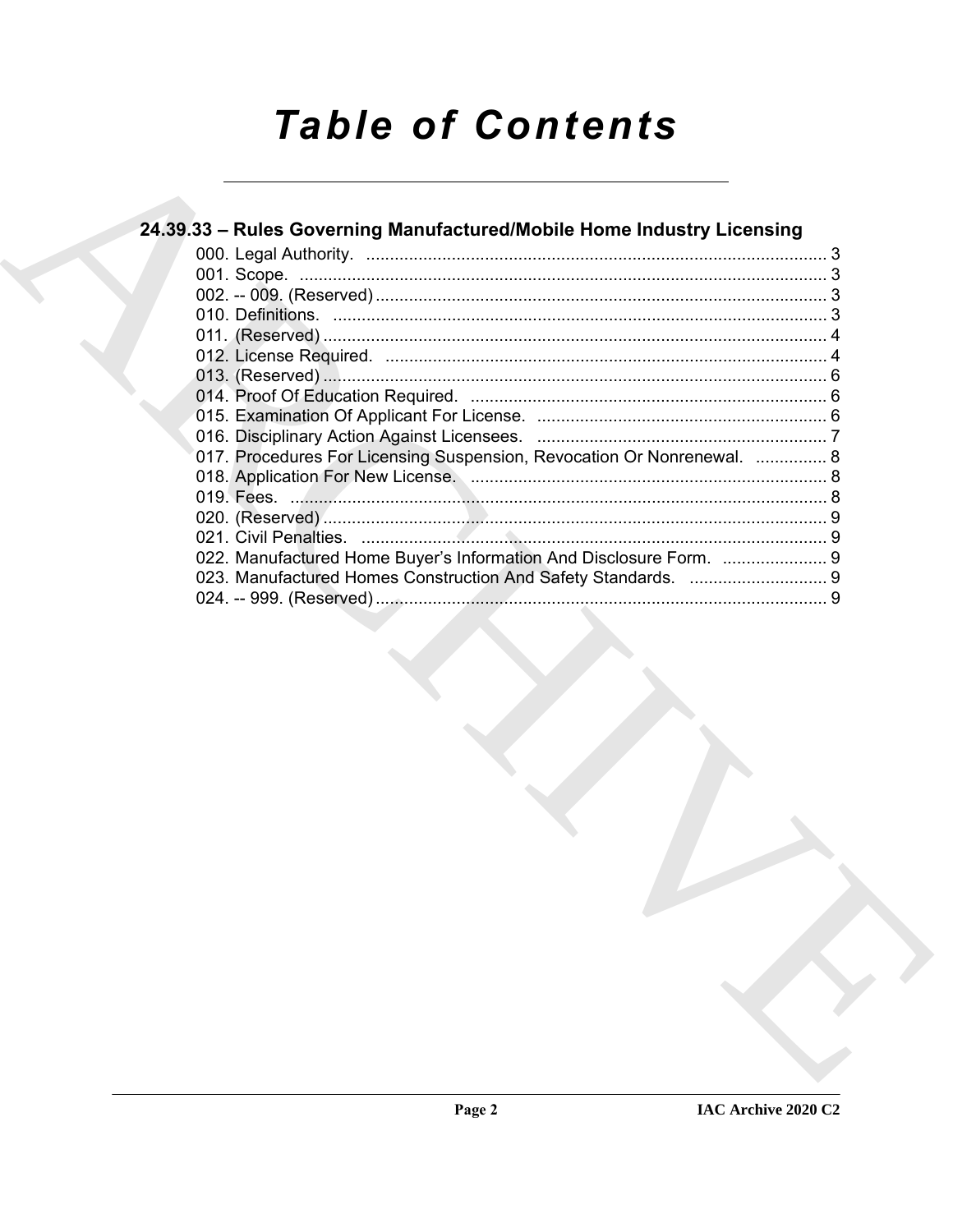# Table of Contents

## 24.39.33 – Rules Governing Manufactured/Mobile Home Industry Licensing

000. Legal Authority. ..... 3
001. Scope. ..... 3
002. -- 009. (Reserved) ..... 3
010. Definitions. ..... 3
011. (Reserved) ..... 4
012. License Required. ..... 4
013. (Reserved) ..... 6
014. Proof Of Education Required. ..... 6
015. Examination Of Applicant For License. ..... 6
016. Disciplinary Action Against Licensees. ..... 7
017. Procedures For Licensing Suspension, Revocation Or Nonrenewal. ..... 8
018. Application For New License. ..... 8
019. Fees. ..... 8
020. (Reserved) ..... 9
021. Civil Penalties. ..... 9
022. Manufactured Home Buyer's Information And Disclosure Form. ..... 9
023. Manufactured Homes Construction And Safety Standards. ..... 9
024. -- 999. (Reserved) ..... 9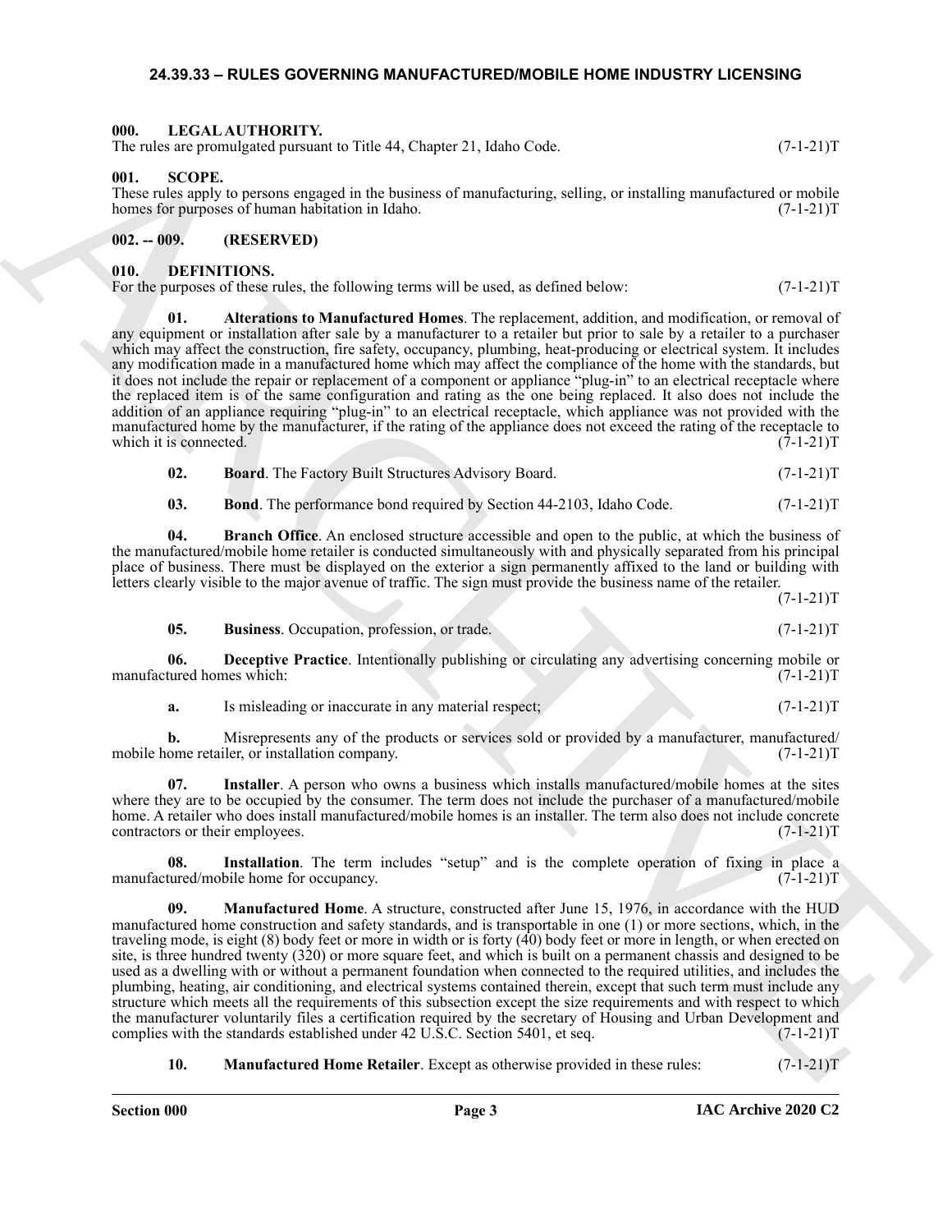## 24.39.33 – RULES GOVERNING MANUFACTURED/MOBILE HOME INDUSTRY LICENSING

### 000. LEGAL AUTHORITY.

The rules are promulgated pursuant to Title 44, Chapter 21, Idaho Code. (7-1-21)T

### 001. SCOPE.

These rules apply to persons engaged in the business of manufacturing, selling, or installing manufactured or mobile homes for purposes of human habitation in Idaho. (7-1-21)T

### 002. -- 009. (RESERVED)

### 010. DEFINITIONS.

For the purposes of these rules, the following terms will be used, as defined below: (7-1-21)T

**01. Alterations to Manufactured Homes**. The replacement, addition, and modification, or removal of any equipment or installation after sale by a manufacturer to a retailer but prior to sale by a retailer to a purchaser which may affect the construction, fire safety, occupancy, plumbing, heat-producing or electrical system. It includes any modification made in a manufactured home which may affect the compliance of the home with the standards, but it does not include the repair or replacement of a component or appliance "plug-in" to an electrical receptacle where the replaced item is of the same configuration and rating as the one being replaced. It also does not include the addition of an appliance requiring "plug-in" to an electrical receptacle, which appliance was not provided with the manufactured home by the manufacturer, if the rating of the appliance does not exceed the rating of the receptacle to which it is connected. (7-1-21)T

**02. Board**. The Factory Built Structures Advisory Board. (7-1-21)T

**03. Bond**. The performance bond required by Section 44-2103, Idaho Code. (7-1-21)T

**04. Branch Office**. An enclosed structure accessible and open to the public, at which the business of the manufactured/mobile home retailer is conducted simultaneously with and physically separated from his principal place of business. There must be displayed on the exterior a sign permanently affixed to the land or building with letters clearly visible to the major avenue of traffic. The sign must provide the business name of the retailer. (7-1-21)T

**05. Business**. Occupation, profession, or trade. (7-1-21)T

**06. Deceptive Practice**. Intentionally publishing or circulating any advertising concerning mobile or manufactured homes which: (7-1-21)T

**a.** Is misleading or inaccurate in any material respect; (7-1-21)T

**b.** Misrepresents any of the products or services sold or provided by a manufacturer, manufactured/mobile home retailer, or installation company. (7-1-21)T

**07. Installer**. A person who owns a business which installs manufactured/mobile homes at the sites where they are to be occupied by the consumer. The term does not include the purchaser of a manufactured/mobile home. A retailer who does install manufactured/mobile homes is an installer. The term also does not include concrete contractors or their employees. (7-1-21)T

**08. Installation**. The term includes "setup" and is the complete operation of fixing in place a manufactured/mobile home for occupancy. (7-1-21)T

**09. Manufactured Home**. A structure, constructed after June 15, 1976, in accordance with the HUD manufactured home construction and safety standards, and is transportable in one (1) or more sections, which, in the traveling mode, is eight (8) body feet or more in width or is forty (40) body feet or more in length, or when erected on site, is three hundred twenty (320) or more square feet, and which is built on a permanent chassis and designed to be used as a dwelling with or without a permanent foundation when connected to the required utilities, and includes the plumbing, heating, air conditioning, and electrical systems contained therein, except that such term must include any structure which meets all the requirements of this subsection except the size requirements and with respect to which the manufacturer voluntarily files a certification required by the secretary of Housing and Urban Development and complies with the standards established under 42 U.S.C. Section 5401, et seq. (7-1-21)T

**10. Manufactured Home Retailer**. Except as otherwise provided in these rules: (7-1-21)T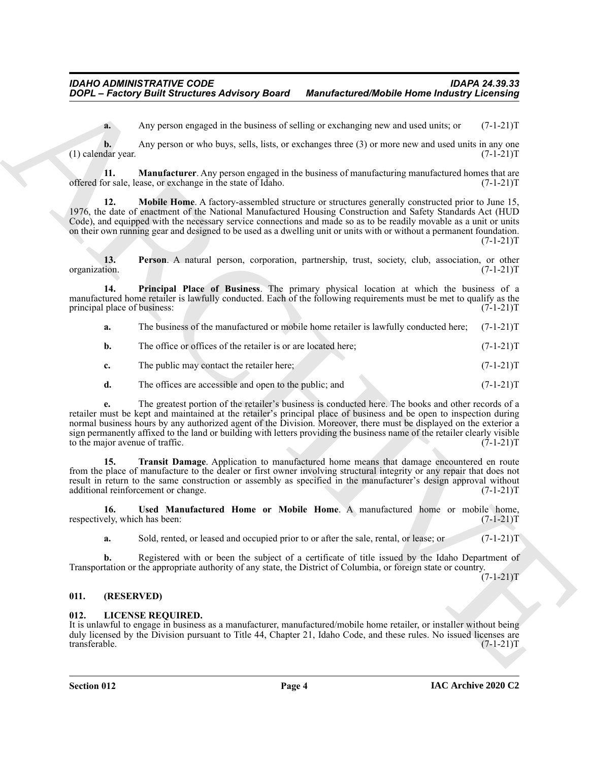**a.** Any person engaged in the business of selling or exchanging new and used units; or (7-1-21)T

**b.** Any person or who buys, sells, lists, or exchanges three (3) or more new and used units in any one (1) calendar year. (7-1-21)T

**11. Manufacturer**. Any person engaged in the business of manufacturing manufactured homes that are offered for sale, lease, or exchange in the state of Idaho. (7-1-21)T

**12. Mobile Home**. A factory-assembled structure or structures generally constructed prior to June 15, 1976, the date of enactment of the National Manufactured Housing Construction and Safety Standards Act (HUD Code), and equipped with the necessary service connections and made so as to be readily movable as a unit or units on their own running gear and designed to be used as a dwelling unit or units with or without a permanent foundation. (7-1-21)T

**13. Person**. A natural person, corporation, partnership, trust, society, club, association, or other organization. (7-1-21)T

**14. Principal Place of Business**. The primary physical location at which the business of a manufactured home retailer is lawfully conducted. Each of the following requirements must be met to qualify as the principal place of business: (7-1-21)T

**a.** The business of the manufactured or mobile home retailer is lawfully conducted here; (7-1-21)T

**b.** The office or offices of the retailer is or are located here; (7-1-21)T

**c.** The public may contact the retailer here; (7-1-21)T

**d.** The offices are accessible and open to the public; and (7-1-21)T

**e.** The greatest portion of the retailer's business is conducted here. The books and other records of a retailer must be kept and maintained at the retailer's principal place of business and be open to inspection during normal business hours by any authorized agent of the Division. Moreover, there must be displayed on the exterior a sign permanently affixed to the land or building with letters providing the business name of the retailer clearly visible to the major avenue of traffic. (7-1-21)T

**15. Transit Damage**. Application to manufactured home means that damage encountered en route from the place of manufacture to the dealer or first owner involving structural integrity or any repair that does not result in return to the same construction or assembly as specified in the manufacturer's design approval without additional reinforcement or change. (7-1-21)T

**16. Used Manufactured Home or Mobile Home**. A manufactured home or mobile home, respectively, which has been: (7-1-21)T

**a.** Sold, rented, or leased and occupied prior to or after the sale, rental, or lease; or (7-1-21)T

**b.** Registered with or been the subject of a certificate of title issued by the Idaho Department of Transportation or the appropriate authority of any state, the District of Columbia, or foreign state or country. (7-1-21)T

### 011. (RESERVED)

### 012. LICENSE REQUIRED.

It is unlawful to engage in business as a manufacturer, manufactured/mobile home retailer, or installer without being duly licensed by the Division pursuant to Title 44, Chapter 21, Idaho Code, and these rules. No issued licenses are transferable. (7-1-21)T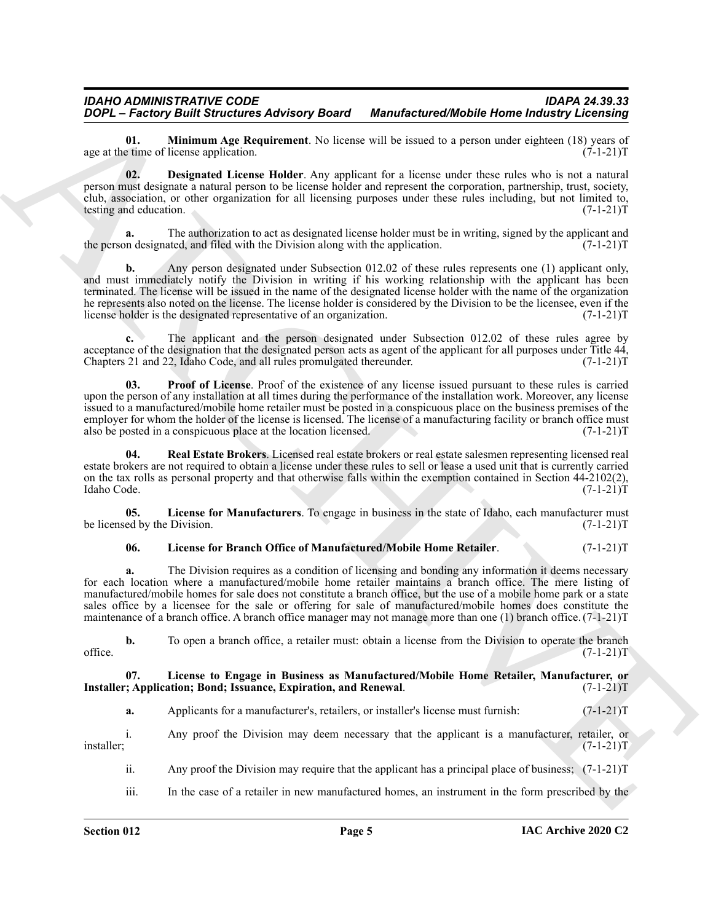**01. Minimum Age Requirement**. No license will be issued to a person under eighteen (18) years of age at the time of license application. (7-1-21)T

**02. Designated License Holder**. Any applicant for a license under these rules who is not a natural person must designate a natural person to be license holder and represent the corporation, partnership, trust, society, club, association, or other organization for all licensing purposes under these rules including, but not limited to, testing and education. (7-1-21)T

**a.** The authorization to act as designated license holder must be in writing, signed by the applicant and the person designated, and filed with the Division along with the application. (7-1-21)T

**b.** Any person designated under Subsection 012.02 of these rules represents one (1) applicant only, and must immediately notify the Division in writing if his working relationship with the applicant has been terminated. The license will be issued in the name of the designated license holder with the name of the organization he represents also noted on the license. The license holder is considered by the Division to be the licensee, even if the license holder is the designated representative of an organization. (7-1-21)T

**c.** The applicant and the person designated under Subsection 012.02 of these rules agree by acceptance of the designation that the designated person acts as agent of the applicant for all purposes under Title 44, Chapters 21 and 22, Idaho Code, and all rules promulgated thereunder. (7-1-21)T

**03. Proof of License**. Proof of the existence of any license issued pursuant to these rules is carried upon the person of any installation at all times during the performance of the installation work. Moreover, any license issued to a manufactured/mobile home retailer must be posted in a conspicuous place on the business premises of the employer for whom the holder of the license is licensed. The license of a manufacturing facility or branch office must also be posted in a conspicuous place at the location licensed. (7-1-21)T

**04. Real Estate Brokers**. Licensed real estate brokers or real estate salesmen representing licensed real estate brokers are not required to obtain a license under these rules to sell or lease a used unit that is currently carried on the tax rolls as personal property and that otherwise falls within the exemption contained in Section 44-2102(2), Idaho Code. (7-1-21)T

**05. License for Manufacturers**. To engage in business in the state of Idaho, each manufacturer must be licensed by the Division. (7-1-21)T

**06. License for Branch Office of Manufactured/Mobile Home Retailer**. (7-1-21)T

**a.** The Division requires as a condition of licensing and bonding any information it deems necessary for each location where a manufactured/mobile home retailer maintains a branch office. The mere listing of manufactured/mobile homes for sale does not constitute a branch office, but the use of a mobile home park or a state sales office by a licensee for the sale or offering for sale of manufactured/mobile homes does constitute the maintenance of a branch office. A branch office manager may not manage more than one (1) branch office. (7-1-21)T

**b.** To open a branch office, a retailer must: obtain a license from the Division to operate the branch office. (7-1-21)T

**07. License to Engage in Business as Manufactured/Mobile Home Retailer, Manufacturer, or Installer; Application; Bond; Issuance, Expiration, and Renewal**. (7-1-21)T

**a.** Applicants for a manufacturer's, retailers, or installer's license must furnish: (7-1-21)T

i. Any proof the Division may deem necessary that the applicant is a manufacturer, retailer, or installer; (7-1-21)T

ii. Any proof the Division may require that the applicant has a principal place of business; (7-1-21)T

iii. In the case of a retailer in new manufactured homes, an instrument in the form prescribed by the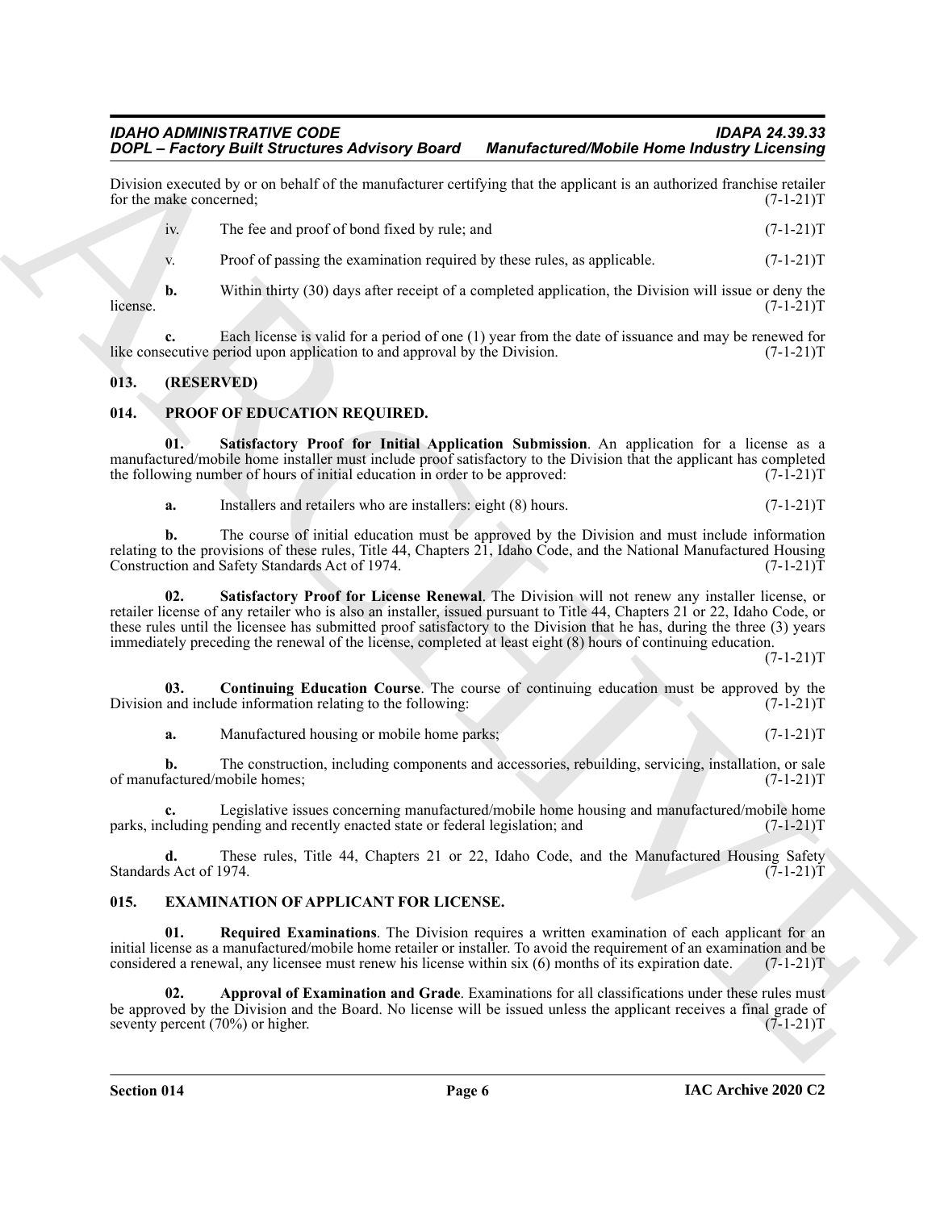Division executed by or on behalf of the manufacturer certifying that the applicant is an authorized franchise retailer for the make concerned; (7-1-21)T

iv. The fee and proof of bond fixed by rule; and (7-1-21)T

v. Proof of passing the examination required by these rules, as applicable. (7-1-21)T

**b.** Within thirty (30) days after receipt of a completed application, the Division will issue or deny the license. (7-1-21)T

**c.** Each license is valid for a period of one (1) year from the date of issuance and may be renewed for like consecutive period upon application to and approval by the Division. (7-1-21)T

## 013. (RESERVED)

## 014. PROOF OF EDUCATION REQUIRED.

**01. Satisfactory Proof for Initial Application Submission**. An application for a license as a manufactured/mobile home installer must include proof satisfactory to the Division that the applicant has completed the following number of hours of initial education in order to be approved: (7-1-21)T

**a.** Installers and retailers who are installers: eight (8) hours. (7-1-21)T

**b.** The course of initial education must be approved by the Division and must include information relating to the provisions of these rules, Title 44, Chapters 21, Idaho Code, and the National Manufactured Housing Construction and Safety Standards Act of 1974. (7-1-21)T

**02. Satisfactory Proof for License Renewal**. The Division will not renew any installer license, or retailer license of any retailer who is also an installer, issued pursuant to Title 44, Chapters 21 or 22, Idaho Code, or these rules until the licensee has submitted proof satisfactory to the Division that he has, during the three (3) years immediately preceding the renewal of the license, completed at least eight (8) hours of continuing education. (7-1-21)T

**03. Continuing Education Course**. The course of continuing education must be approved by the Division and include information relating to the following: (7-1-21)T

**a.** Manufactured housing or mobile home parks; (7-1-21)T

**b.** The construction, including components and accessories, rebuilding, servicing, installation, or sale of manufactured/mobile homes; (7-1-21)T

**c.** Legislative issues concerning manufactured/mobile home housing and manufactured/mobile home parks, including pending and recently enacted state or federal legislation; and (7-1-21)T

**d.** These rules, Title 44, Chapters 21 or 22, Idaho Code, and the Manufactured Housing Safety Standards Act of 1974. (7-1-21)T

## 015. EXAMINATION OF APPLICANT FOR LICENSE.

**01. Required Examinations**. The Division requires a written examination of each applicant for an initial license as a manufactured/mobile home retailer or installer. To avoid the requirement of an examination and be considered a renewal, any licensee must renew his license within six (6) months of its expiration date. (7-1-21)T

**02. Approval of Examination and Grade**. Examinations for all classifications under these rules must be approved by the Division and the Board. No license will be issued unless the applicant receives a final grade of seventy percent (70%) or higher. (7-1-21)T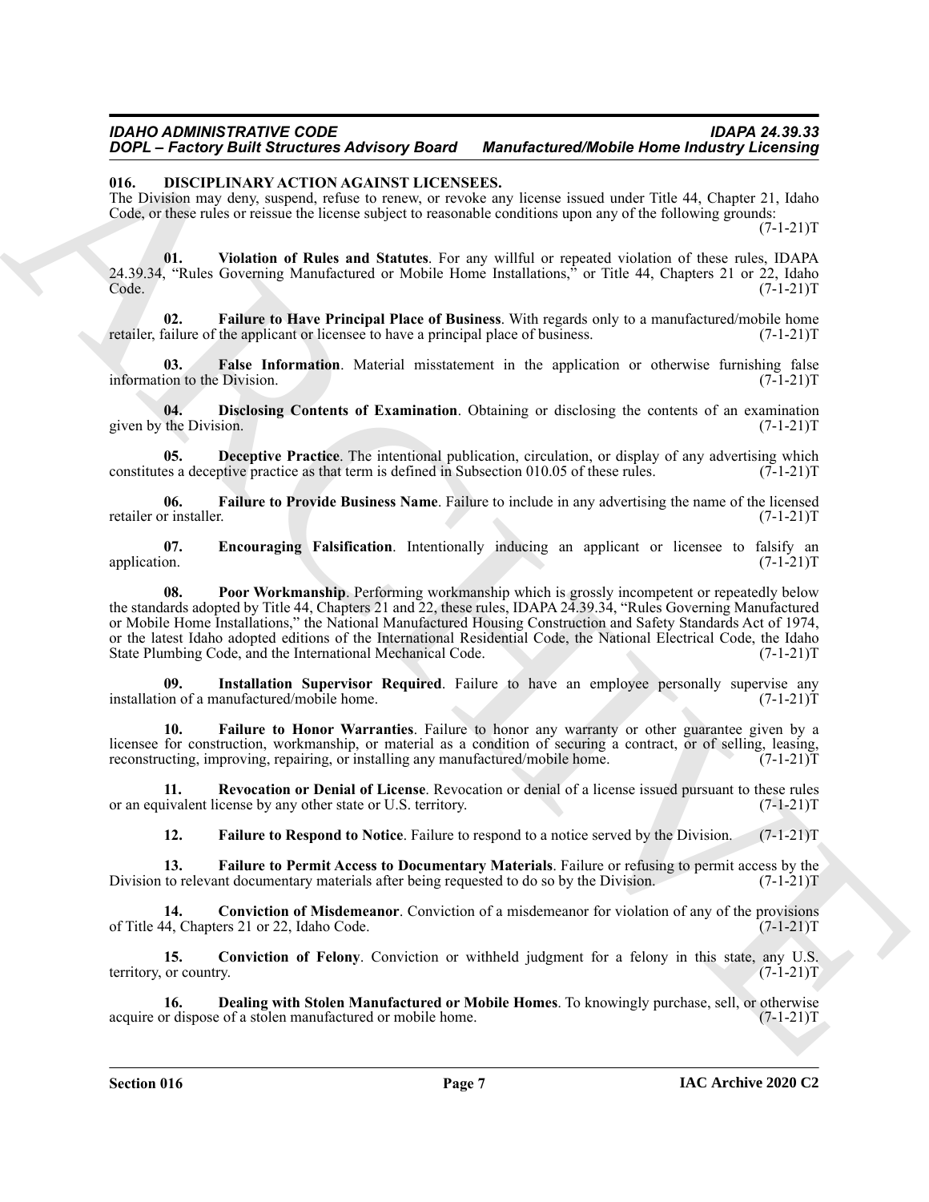## 016. DISCIPLINARY ACTION AGAINST LICENSEES.

The Division may deny, suspend, refuse to renew, or revoke any license issued under Title 44, Chapter 21, Idaho Code, or these rules or reissue the license subject to reasonable conditions upon any of the following grounds: (7-1-21)T

**01. Violation of Rules and Statutes**. For any willful or repeated violation of these rules, IDAPA 24.39.34, "Rules Governing Manufactured or Mobile Home Installations," or Title 44, Chapters 21 or 22, Idaho Code. (7-1-21)T

**02. Failure to Have Principal Place of Business**. With regards only to a manufactured/mobile home retailer, failure of the applicant or licensee to have a principal place of business. (7-1-21)T

**03. False Information**. Material misstatement in the application or otherwise furnishing false information to the Division. (7-1-21)T

**04. Disclosing Contents of Examination**. Obtaining or disclosing the contents of an examination given by the Division. (7-1-21)T

**05. Deceptive Practice**. The intentional publication, circulation, or display of any advertising which constitutes a deceptive practice as that term is defined in Subsection 010.05 of these rules. (7-1-21)T

**06. Failure to Provide Business Name**. Failure to include in any advertising the name of the licensed retailer or installer. (7-1-21)T

**07. Encouraging Falsification**. Intentionally inducing an applicant or licensee to falsify an application. (7-1-21)T

**08. Poor Workmanship**. Performing workmanship which is grossly incompetent or repeatedly below the standards adopted by Title 44, Chapters 21 and 22, these rules, IDAPA 24.39.34, "Rules Governing Manufactured or Mobile Home Installations," the National Manufactured Housing Construction and Safety Standards Act of 1974, or the latest Idaho adopted editions of the International Residential Code, the National Electrical Code, the Idaho State Plumbing Code, and the International Mechanical Code. (7-1-21)T

**09. Installation Supervisor Required**. Failure to have an employee personally supervise any installation of a manufactured/mobile home. (7-1-21)T

**10. Failure to Honor Warranties**. Failure to honor any warranty or other guarantee given by a licensee for construction, workmanship, or material as a condition of securing a contract, or of selling, leasing, reconstructing, improving, repairing, or installing any manufactured/mobile home. (7-1-21)T

**11. Revocation or Denial of License**. Revocation or denial of a license issued pursuant to these rules or an equivalent license by any other state or U.S. territory. (7-1-21)T

**12. Failure to Respond to Notice**. Failure to respond to a notice served by the Division. (7-1-21)T

**13. Failure to Permit Access to Documentary Materials**. Failure or refusing to permit access by the Division to relevant documentary materials after being requested to do so by the Division. (7-1-21)T

**14. Conviction of Misdemeanor**. Conviction of a misdemeanor for violation of any of the provisions of Title 44, Chapters 21 or 22, Idaho Code. (7-1-21)T

**15. Conviction of Felony**. Conviction or withheld judgment for a felony in this state, any U.S. territory, or country. (7-1-21)T

**16. Dealing with Stolen Manufactured or Mobile Homes**. To knowingly purchase, sell, or otherwise acquire or dispose of a stolen manufactured or mobile home. (7-1-21)T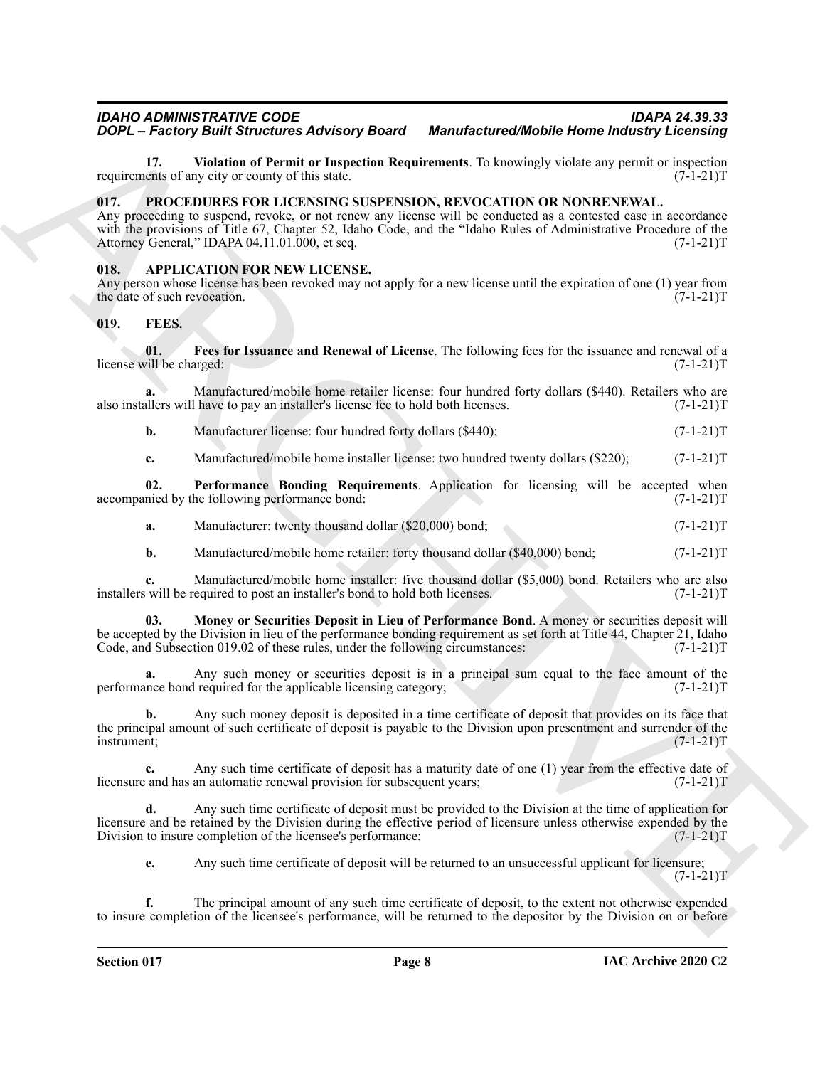**17. Violation of Permit or Inspection Requirements**. To knowingly violate any permit or inspection requirements of any city or county of this state. (7-1-21)T

## 017. PROCEDURES FOR LICENSING SUSPENSION, REVOCATION OR NONRENEWAL.

Any proceeding to suspend, revoke, or not renew any license will be conducted as a contested case in accordance with the provisions of Title 67, Chapter 52, Idaho Code, and the "Idaho Rules of Administrative Procedure of the Attorney General," IDAPA 04.11.01.000, et seq. (7-1-21)T

## 018. APPLICATION FOR NEW LICENSE.

Any person whose license has been revoked may not apply for a new license until the expiration of one (1) year from the date of such revocation. (7-1-21)T

## 019. FEES.

**01. Fees for Issuance and Renewal of License**. The following fees for the issuance and renewal of a license will be charged: (7-1-21)T

**a.** Manufactured/mobile home retailer license: four hundred forty dollars ($440). Retailers who are also installers will have to pay an installer's license fee to hold both licenses. (7-1-21)T

**b.** Manufacturer license: four hundred forty dollars ($440); (7-1-21)T

**c.** Manufactured/mobile home installer license: two hundred twenty dollars ($220); (7-1-21)T

**02. Performance Bonding Requirements**. Application for licensing will be accepted when accompanied by the following performance bond: (7-1-21)T

**a.** Manufacturer: twenty thousand dollar ($20,000) bond; (7-1-21)T

**b.** Manufactured/mobile home retailer: forty thousand dollar ($40,000) bond; (7-1-21)T

**c.** Manufactured/mobile home installer: five thousand dollar ($5,000) bond. Retailers who are also installers will be required to post an installer's bond to hold both licenses. (7-1-21)T

**03. Money or Securities Deposit in Lieu of Performance Bond**. A money or securities deposit will be accepted by the Division in lieu of the performance bonding requirement as set forth at Title 44, Chapter 21, Idaho Code, and Subsection 019.02 of these rules, under the following circumstances: (7-1-21)T

**a.** Any such money or securities deposit is in a principal sum equal to the face amount of the performance bond required for the applicable licensing category; (7-1-21)T

**b.** Any such money deposit is deposited in a time certificate of deposit that provides on its face that the principal amount of such certificate of deposit is payable to the Division upon presentment and surrender of the instrument; (7-1-21)T

**c.** Any such time certificate of deposit has a maturity date of one (1) year from the effective date of licensure and has an automatic renewal provision for subsequent years; (7-1-21)T

**d.** Any such time certificate of deposit must be provided to the Division at the time of application for licensure and be retained by the Division during the effective period of licensure unless otherwise expended by the Division to insure completion of the licensee's performance; (7-1-21)T

**e.** Any such time certificate of deposit will be returned to an unsuccessful applicant for licensure; (7-1-21)T

**f.** The principal amount of any such time certificate of deposit, to the extent not otherwise expended to insure completion of the licensee's performance, will be returned to the depositor by the Division on or before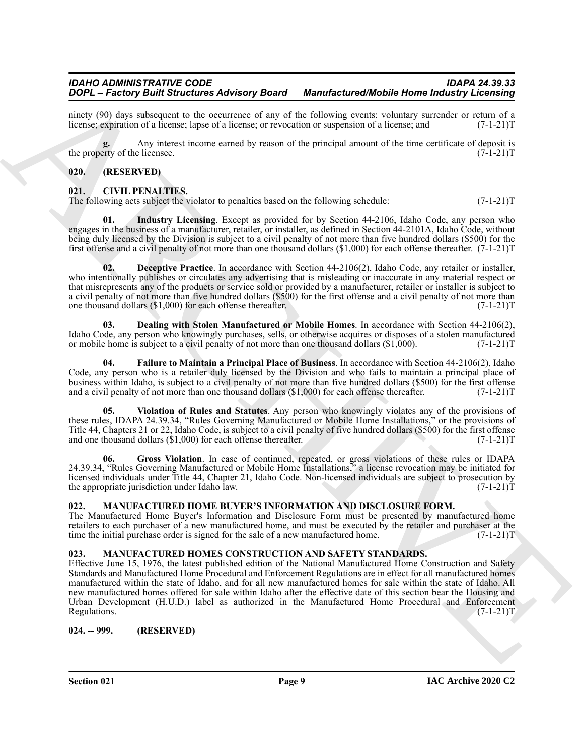ninety (90) days subsequent to the occurrence of any of the following events: voluntary surrender or return of a license; expiration of a license; lapse of a license; or revocation or suspension of a license; and (7-1-21)T

**g.** Any interest income earned by reason of the principal amount of the time certificate of deposit is the property of the licensee. (7-1-21)T

### 020. (RESERVED)

### 021. CIVIL PENALTIES.

The following acts subject the violator to penalties based on the following schedule: (7-1-21)T

**01. Industry Licensing**. Except as provided for by Section 44-2106, Idaho Code, any person who engages in the business of a manufacturer, retailer, or installer, as defined in Section 44-2101A, Idaho Code, without being duly licensed by the Division is subject to a civil penalty of not more than five hundred dollars ($500) for the first offense and a civil penalty of not more than one thousand dollars ($1,000) for each offense thereafter. (7-1-21)T

**02. Deceptive Practice**. In accordance with Section 44-2106(2), Idaho Code, any retailer or installer, who intentionally publishes or circulates any advertising that is misleading or inaccurate in any material respect or that misrepresents any of the products or service sold or provided by a manufacturer, retailer or installer is subject to a civil penalty of not more than five hundred dollars ($500) for the first offense and a civil penalty of not more than one thousand dollars ($1,000) for each offense thereafter. (7-1-21)T

**03. Dealing with Stolen Manufactured or Mobile Homes**. In accordance with Section 44-2106(2), Idaho Code, any person who knowingly purchases, sells, or otherwise acquires or disposes of a stolen manufactured or mobile home is subject to a civil penalty of not more than one thousand dollars ($1,000). (7-1-21)T

**04. Failure to Maintain a Principal Place of Business**. In accordance with Section 44-2106(2), Idaho Code, any person who is a retailer duly licensed by the Division and who fails to maintain a principal place of business within Idaho, is subject to a civil penalty of not more than five hundred dollars ($500) for the first offense and a civil penalty of not more than one thousand dollars ($1,000) for each offense thereafter. (7-1-21)T

**05. Violation of Rules and Statutes**. Any person who knowingly violates any of the provisions of these rules, IDAPA 24.39.34, "Rules Governing Manufactured or Mobile Home Installations," or the provisions of Title 44, Chapters 21 or 22, Idaho Code, is subject to a civil penalty of five hundred dollars ($500) for the first offense and one thousand dollars ($1,000) for each offense thereafter. (7-1-21)T

**06. Gross Violation**. In case of continued, repeated, or gross violations of these rules or IDAPA 24.39.34, "Rules Governing Manufactured or Mobile Home Installations," a license revocation may be initiated for licensed individuals under Title 44, Chapter 21, Idaho Code. Non-licensed individuals are subject to prosecution by the appropriate jurisdiction under Idaho law. (7-1-21)T

### 022. MANUFACTURED HOME BUYER'S INFORMATION AND DISCLOSURE FORM.

The Manufactured Home Buyer's Information and Disclosure Form must be presented by manufactured home retailers to each purchaser of a new manufactured home, and must be executed by the retailer and purchaser at the time the initial purchase order is signed for the sale of a new manufactured home. (7-1-21)T

### 023. MANUFACTURED HOMES CONSTRUCTION AND SAFETY STANDARDS.

Effective June 15, 1976, the latest published edition of the National Manufactured Home Construction and Safety Standards and Manufactured Home Procedural and Enforcement Regulations are in effect for all manufactured homes manufactured within the state of Idaho, and for all new manufactured homes for sale within the state of Idaho. All new manufactured homes offered for sale within Idaho after the effective date of this section bear the Housing and Urban Development (H.U.D.) label as authorized in the Manufactured Home Procedural and Enforcement Regulations. (7-1-21)T

### 024. -- 999. (RESERVED)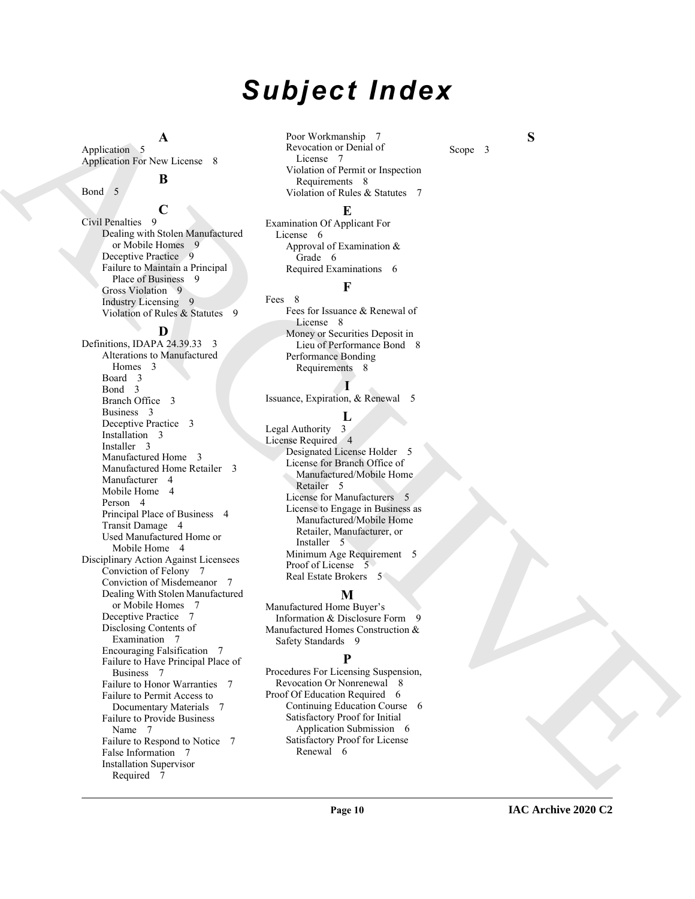# Subject Index

**A**

Application 5
Application For New License 8

**B**

Bond 5

**C**

Civil Penalties 9
- Dealing with Stolen Manufactured or Mobile Homes 9
- Deceptive Practice 9
- Failure to Maintain a Principal Place of Business 9
- Gross Violation 9
- Industry Licensing 9
- Violation of Rules & Statutes 9

**D**

Definitions, IDAPA 24.39.33 3
- Alterations to Manufactured Homes 3
- Board 3
- Bond 3
- Branch Office 3
- Business 3
- Deceptive Practice 3
- Installation 3
- Installer 3
- Manufactured Home 3
- Manufactured Home Retailer 3
- Manufacturer 4
- Mobile Home 4
- Person 4
- Principal Place of Business 4
- Transit Damage 4
- Used Manufactured Home or Mobile Home 4

Disciplinary Action Against Licensees
- Conviction of Felony 7
- Conviction of Misdemeanor 7
- Dealing With Stolen Manufactured or Mobile Homes 7
- Deceptive Practice 7
- Disclosing Contents of Examination 7
- Encouraging Falsification 7
- Failure to Have Principal Place of Business 7
- Failure to Honor Warranties 7
- Failure to Permit Access to Documentary Materials 7
- Failure to Provide Business Name 7
- Failure to Respond to Notice 7
- False Information 7
- Installation Supervisor Required 7
- Poor Workmanship 7
- Revocation or Denial of License 7
- Violation of Permit or Inspection Requirements 8
- Violation of Rules & Statutes 7

**E**

Examination Of Applicant For License 6
- Approval of Examination & Grade 6
- Required Examinations 6

**F**

Fees 8
- Fees for Issuance & Renewal of License 8
- Money or Securities Deposit in Lieu of Performance Bond 8
- Performance Bonding Requirements 8

**I**

Issuance, Expiration, & Renewal 5

**L**

Legal Authority 3
License Required 4
- Designated License Holder 5
- License for Branch Office of Manufactured/Mobile Home Retailer 5
- License for Manufacturers 5
- License to Engage in Business as Manufactured/Mobile Home Retailer, Manufacturer, or Installer 5
- Minimum Age Requirement 5
- Proof of License 5
- Real Estate Brokers 5

**M**

Manufactured Home Buyer's Information & Disclosure Form 9
Manufactured Homes Construction & Safety Standards 9

**P**

Procedures For Licensing Suspension, Revocation Or Nonrenewal 8
Proof Of Education Required 6
- Continuing Education Course 6
- Satisfactory Proof for Initial Application Submission 6
- Satisfactory Proof for License Renewal 6

**S**

Scope 3